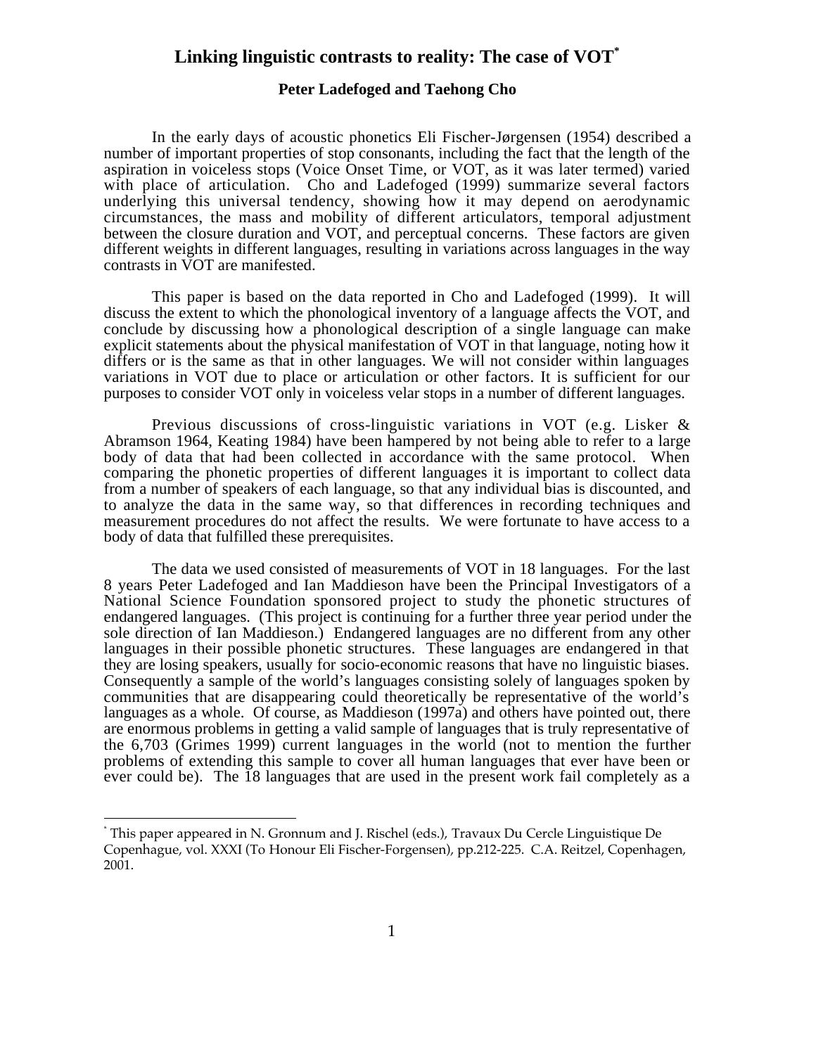# Linking linguistic contrasts to reality: The case of VOT[*]

**Peter Ladefoged and Taehong Cho**

In the early days of acoustic phonetics Eli Fischer-Jørgensen (1954) described a number of important properties of stop consonants, including the fact that the length of the aspiration in voiceless stops (Voice Onset Time, or VOT, as it was later termed) varied with place of articulation. Cho and Ladefoged (1999) summarize several factors underlying this universal tendency, showing how it may depend on aerodynamic circumstances, the mass and mobility of different articulators, temporal adjustment between the closure duration and VOT, and perceptual concerns. These factors are given different weights in different languages, resulting in variations across languages in the way contrasts in VOT are manifested.

This paper is based on the data reported in Cho and Ladefoged (1999). It will discuss the extent to which the phonological inventory of a language affects the VOT, and conclude by discussing how a phonological description of a single language can make explicit statements about the physical manifestation of VOT in that language, noting how it differs or is the same as that in other languages. We will not consider within languages variations in VOT due to place or articulation or other factors. It is sufficient for our purposes to consider VOT only in voiceless velar stops in a number of different languages.

Previous discussions of cross-linguistic variations in VOT (e.g. Lisker & Abramson 1964, Keating 1984) have been hampered by not being able to refer to a large body of data that had been collected in accordance with the same protocol. When comparing the phonetic properties of different languages it is important to collect data from a number of speakers of each language, so that any individual bias is discounted, and to analyze the data in the same way, so that differences in recording techniques and measurement procedures do not affect the results. We were fortunate to have access to a body of data that fulfilled these prerequisites.

The data we used consisted of measurements of VOT in 18 languages. For the last 8 years Peter Ladefoged and Ian Maddieson have been the Principal Investigators of a National Science Foundation sponsored project to study the phonetic structures of endangered languages. (This project is continuing for a further three year period under the sole direction of Ian Maddieson.) Endangered languages are no different from any other languages in their possible phonetic structures. These languages are endangered in that they are losing speakers, usually for socio-economic reasons that have no linguistic biases. Consequently a sample of the world's languages consisting solely of languages spoken by communities that are disappearing could theoretically be representative of the world's languages as a whole. Of course, as Maddieson (1997a) and others have pointed out, there are enormous problems in getting a valid sample of languages that is truly representative of the 6,703 (Grimes 1999) current languages in the world (not to mention the further problems of extending this sample to cover all human languages that ever have been or ever could be). The 18 languages that are used in the present work fail completely as a

[*] This paper appeared in N. Gronnum and J. Rischel (eds.), Travaux Du Cercle Linguistique De Copenhague, vol. XXXI (To Honour Eli Fischer-Forgensen), pp.212-225. C.A. Reitzel, Copenhagen, 2001.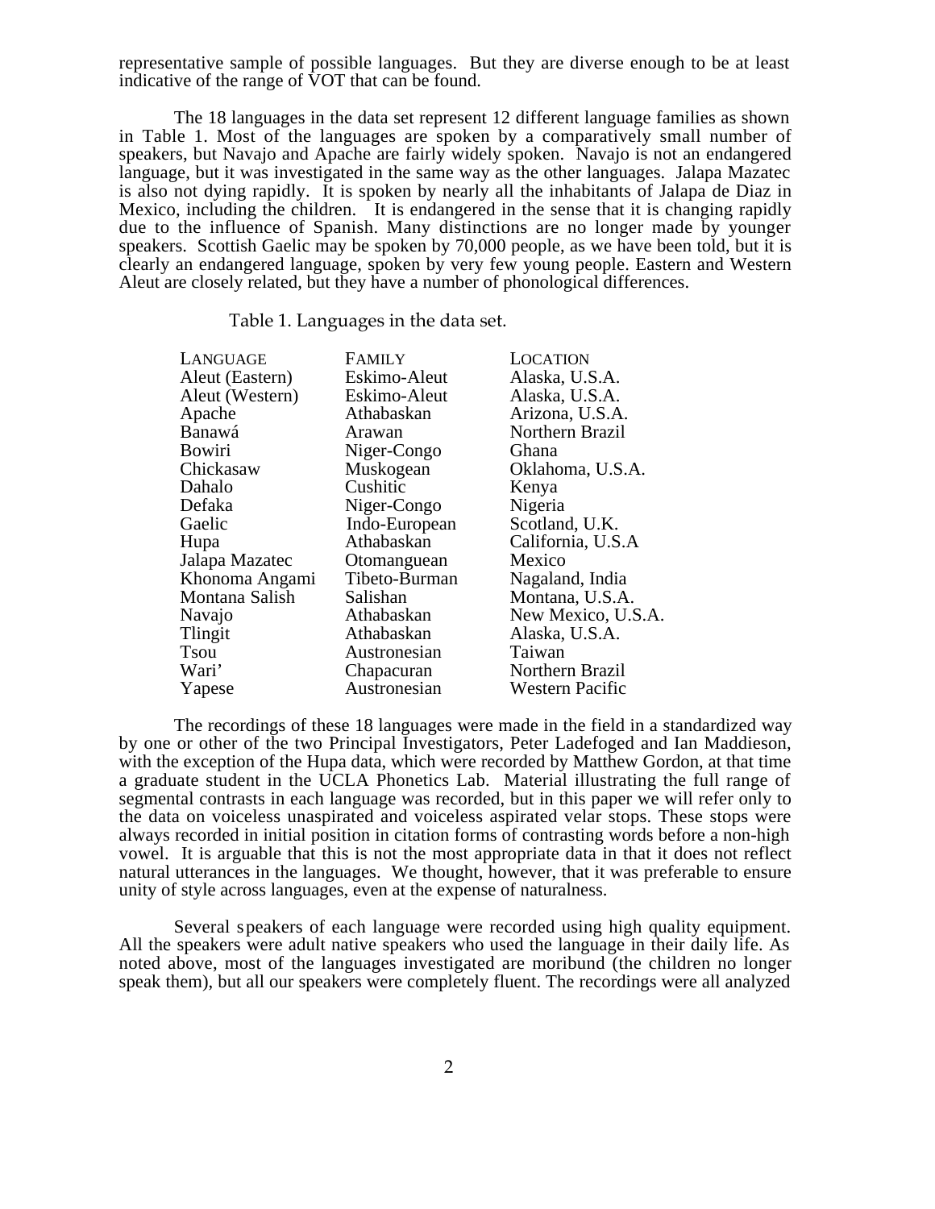representative sample of possible languages. But they are diverse enough to be at least indicative of the range of VOT that can be found.

The 18 languages in the data set represent 12 different language families as shown in Table 1. Most of the languages are spoken by a comparatively small number of speakers, but Navajo and Apache are fairly widely spoken. Navajo is not an endangered language, but it was investigated in the same way as the other languages. Jalapa Mazatec is also not dying rapidly. It is spoken by nearly all the inhabitants of Jalapa de Diaz in Mexico, including the children. It is endangered in the sense that it is changing rapidly due to the influence of Spanish. Many distinctions are no longer made by younger speakers. Scottish Gaelic may be spoken by 70,000 people, as we have been told, but it is clearly an endangered language, spoken by very few young people. Eastern and Western Aleut are closely related, but they have a number of phonological differences.

Table 1. Languages in the data set.

| LANGUAGE | FAMILY | LOCATION |
|---|---|---|
| Aleut (Eastern) | Eskimo-Aleut | Alaska, U.S.A. |
| Aleut (Western) | Eskimo-Aleut | Alaska, U.S.A. |
| Apache | Athabaskan | Arizona, U.S.A. |
| Banawá | Arawan | Northern Brazil |
| Bowiri | Niger-Congo | Ghana |
| Chickasaw | Muskogean | Oklahoma, U.S.A. |
| Dahalo | Cushitic | Kenya |
| Defaka | Niger-Congo | Nigeria |
| Gaelic | Indo-European | Scotland, U.K. |
| Hupa | Athabaskan | California, U.S.A |
| Jalapa Mazatec | Otomanguean | Mexico |
| Khonoma Angami | Tibeto-Burman | Nagaland, India |
| Montana Salish | Salishan | Montana, U.S.A. |
| Navajo | Athabaskan | New Mexico, U.S.A. |
| Tlingit | Athabaskan | Alaska, U.S.A. |
| Tsou | Austronesian | Taiwan |
| Wari' | Chapacuran | Northern Brazil |
| Yapese | Austronesian | Western Pacific |

The recordings of these 18 languages were made in the field in a standardized way by one or other of the two Principal Investigators, Peter Ladefoged and Ian Maddieson, with the exception of the Hupa data, which were recorded by Matthew Gordon, at that time a graduate student in the UCLA Phonetics Lab. Material illustrating the full range of segmental contrasts in each language was recorded, but in this paper we will refer only to the data on voiceless unaspirated and voiceless aspirated velar stops. These stops were always recorded in initial position in citation forms of contrasting words before a non-high vowel. It is arguable that this is not the most appropriate data in that it does not reflect natural utterances in the languages. We thought, however, that it was preferable to ensure unity of style across languages, even at the expense of naturalness.

Several speakers of each language were recorded using high quality equipment. All the speakers were adult native speakers who used the language in their daily life. As noted above, most of the languages investigated are moribund (the children no longer speak them), but all our speakers were completely fluent. The recordings were all analyzed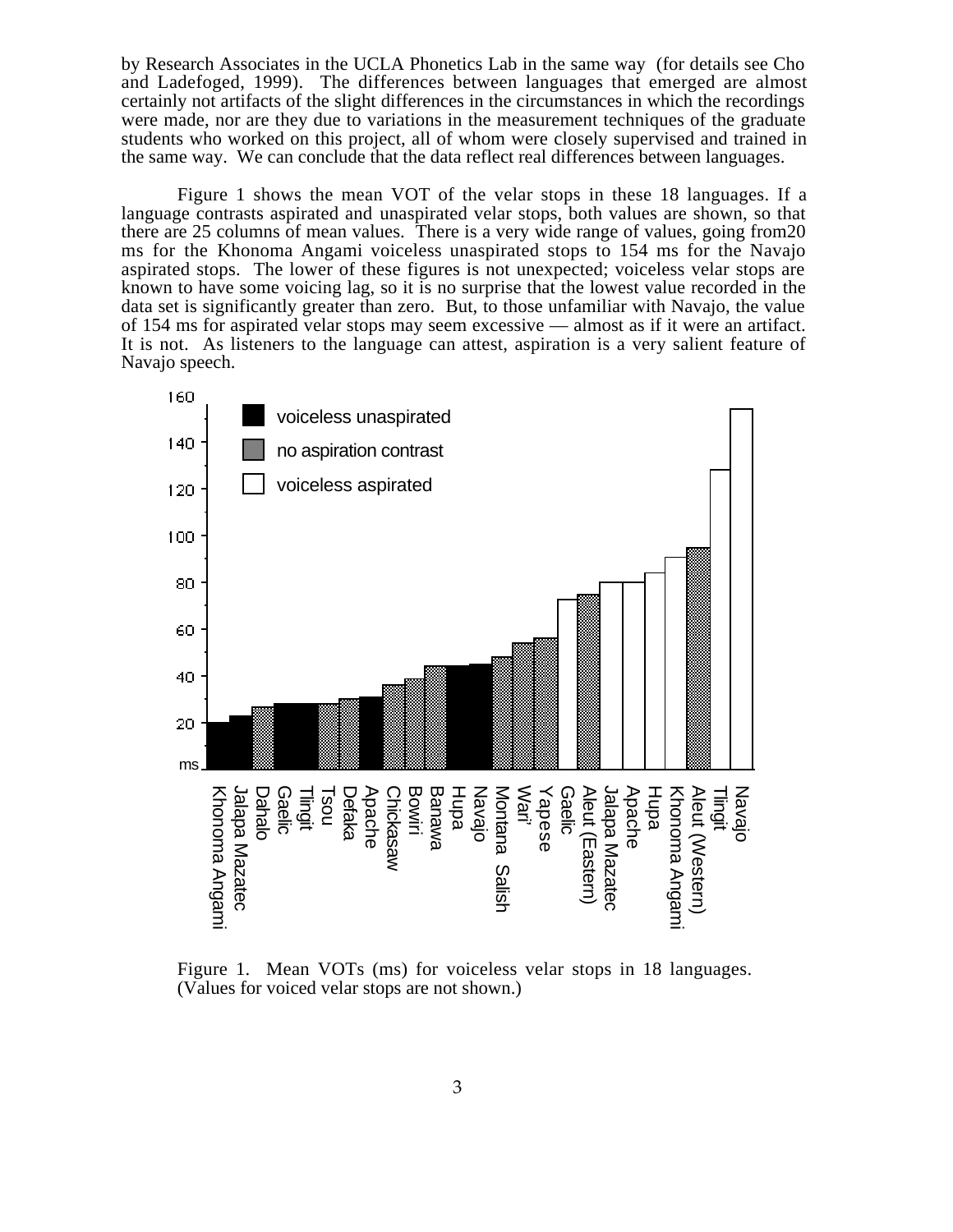by Research Associates in the UCLA Phonetics Lab in the same way (for details see Cho and Ladefoged, 1999). The differences between languages that emerged are almost certainly not artifacts of the slight differences in the circumstances in which the recordings were made, nor are they due to variations in the measurement techniques of the graduate students who worked on this project, all of whom were closely supervised and trained in the same way. We can conclude that the data reflect real differences between languages.

Figure 1 shows the mean VOT of the velar stops in these 18 languages. If a language contrasts aspirated and unaspirated velar stops, both values are shown, so that there are 25 columns of mean values. There is a very wide range of values, going from20 ms for the Khonoma Angami voiceless unaspirated stops to 154 ms for the Navajo aspirated stops. The lower of these figures is not unexpected; voiceless velar stops are known to have some voicing lag, so it is no surprise that the lowest value recorded in the data set is significantly greater than zero. But, to those unfamiliar with Navajo, the value of 154 ms for aspirated velar stops may seem excessive — almost as if it were an artifact. It is not. As listeners to the language can attest, aspiration is a very salient feature of Navajo speech.

Figure 1. Mean VOTs (ms) for voiceless velar stops in 18 languages. (Values for voiced velar stops are not shown.)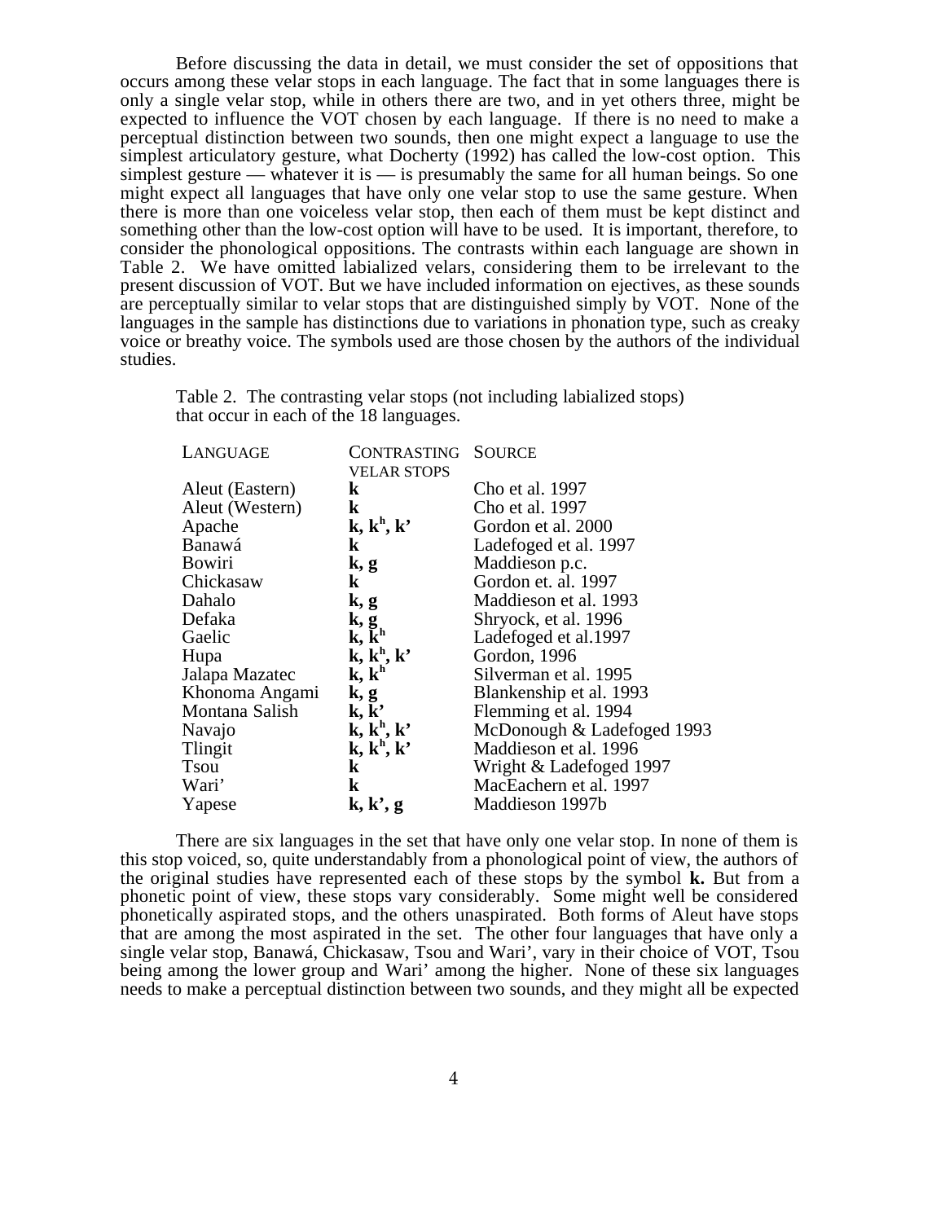Before discussing the data in detail, we must consider the set of oppositions that occurs among these velar stops in each language. The fact that in some languages there is only a single velar stop, while in others there are two, and in yet others three, might be expected to influence the VOT chosen by each language. If there is no need to make a perceptual distinction between two sounds, then one might expect a language to use the simplest articulatory gesture, what Docherty (1992) has called the low-cost option. This simplest gesture — whatever it is — is presumably the same for all human beings. So one might expect all languages that have only one velar stop to use the same gesture. When there is more than one voiceless velar stop, then each of them must be kept distinct and something other than the low-cost option will have to be used. It is important, therefore, to consider the phonological oppositions. The contrasts within each language are shown in Table 2. We have omitted labialized velars, considering them to be irrelevant to the present discussion of VOT. But we have included information on ejectives, as these sounds are perceptually similar to velar stops that are distinguished simply by VOT. None of the languages in the sample has distinctions due to variations in phonation type, such as creaky voice or breathy voice. The symbols used are those chosen by the authors of the individual studies.

Table 2. The contrasting velar stops (not including labialized stops) that occur in each of the 18 languages.

| LANGUAGE | CONTRASTING VELAR STOPS | SOURCE |
|---|---|---|
| Aleut (Eastern) | **k** | Cho et al. 1997 |
| Aleut (Western) | **k** | Cho et al. 1997 |
| Apache | **k, kʰ, k'** | Gordon et al. 2000 |
| Banawá | **k** | Ladefoged et al. 1997 |
| Bowiri | **k, g** | Maddieson p.c. |
| Chickasaw | **k** | Gordon et. al. 1997 |
| Dahalo | **k, g** | Maddieson et al. 1993 |
| Defaka | **k, g** | Shryock, et al. 1996 |
| Gaelic | **k, kʰ** | Ladefoged et al.1997 |
| Hupa | **k, kʰ, k'** | Gordon, 1996 |
| Jalapa Mazatec | **k, kʰ** | Silverman et al. 1995 |
| Khonoma Angami | **k, g** | Blankenship et al. 1993 |
| Montana Salish | **k, k'** | Flemming et al. 1994 |
| Navajo | **k, kʰ, k'** | McDonough & Ladefoged 1993 |
| Tlingit | **k, kʰ, k'** | Maddieson et al. 1996 |
| Tsou | **k** | Wright & Ladefoged 1997 |
| Wari' | **k** | MacEachern et al. 1997 |
| Yapese | **k, k', g** | Maddieson 1997b |

There are six languages in the set that have only one velar stop. In none of them is this stop voiced, so, quite understandably from a phonological point of view, the authors of the original studies have represented each of these stops by the symbol **k.** But from a phonetic point of view, these stops vary considerably. Some might well be considered phonetically aspirated stops, and the others unaspirated. Both forms of Aleut have stops that are among the most aspirated in the set. The other four languages that have only a single velar stop, Banawá, Chickasaw, Tsou and Wari', vary in their choice of VOT, Tsou being among the lower group and Wari' among the higher. None of these six languages needs to make a perceptual distinction between two sounds, and they might all be expected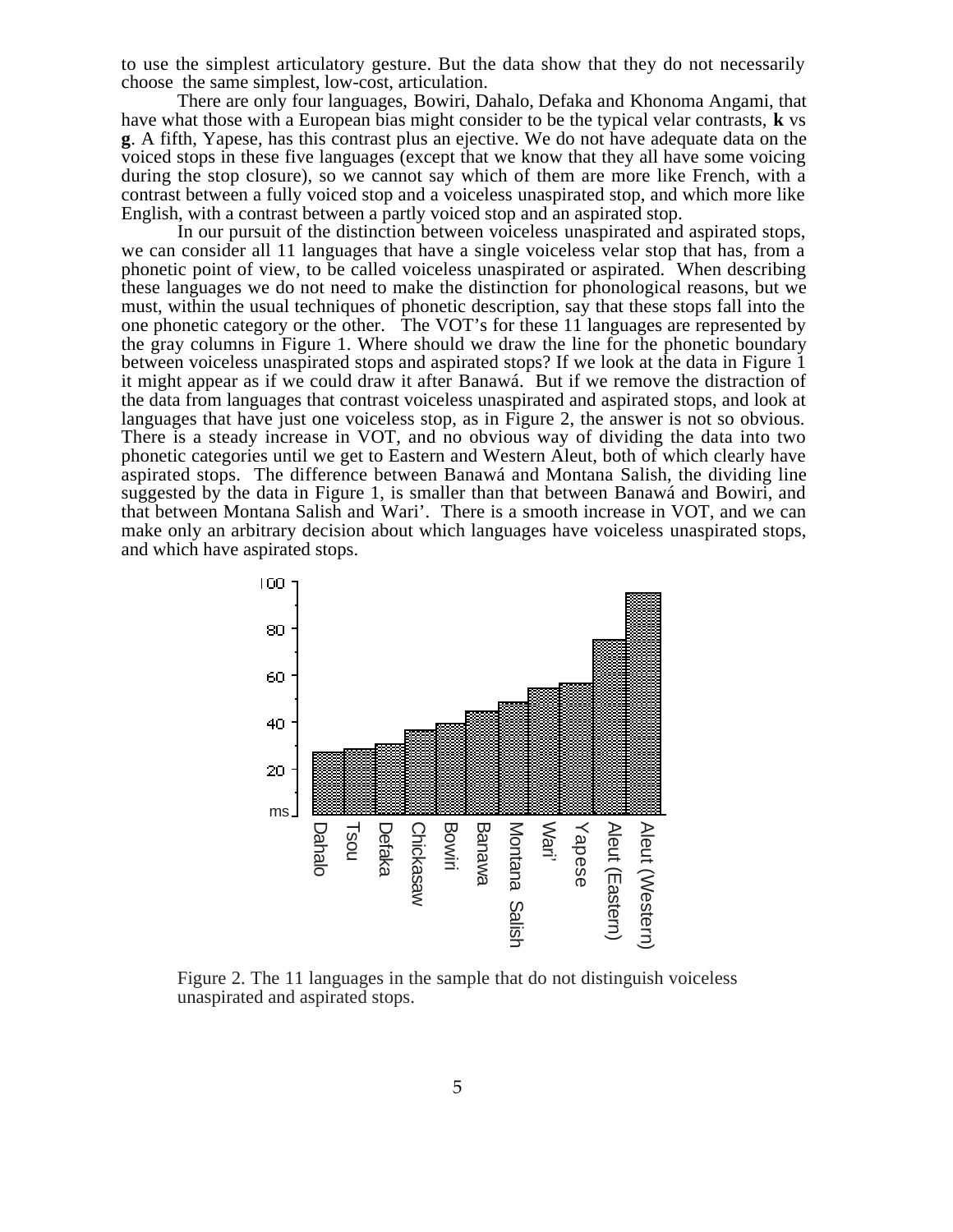to use the simplest articulatory gesture. But the data show that they do not necessarily choose the same simplest, low-cost, articulation.

There are only four languages, Bowiri, Dahalo, Defaka and Khonoma Angami, that have what those with a European bias might consider to be the typical velar contrasts, **k** vs **g**. A fifth, Yapese, has this contrast plus an ejective. We do not have adequate data on the voiced stops in these five languages (except that we know that they all have some voicing during the stop closure), so we cannot say which of them are more like French, with a contrast between a fully voiced stop and a voiceless unaspirated stop, and which more like English, with a contrast between a partly voiced stop and an aspirated stop.

In our pursuit of the distinction between voiceless unaspirated and aspirated stops, we can consider all 11 languages that have a single voiceless velar stop that has, from a phonetic point of view, to be called voiceless unaspirated or aspirated. When describing these languages we do not need to make the distinction for phonological reasons, but we must, within the usual techniques of phonetic description, say that these stops fall into the one phonetic category or the other. The VOT's for these 11 languages are represented by the gray columns in Figure 1. Where should we draw the line for the phonetic boundary between voiceless unaspirated stops and aspirated stops? If we look at the data in Figure 1 it might appear as if we could draw it after Banawá. But if we remove the distraction of the data from languages that contrast voiceless unaspirated and aspirated stops, and look at languages that have just one voiceless stop, as in Figure 2, the answer is not so obvious. There is a steady increase in VOT, and no obvious way of dividing the data into two phonetic categories until we get to Eastern and Western Aleut, both of which clearly have aspirated stops. The difference between Banawá and Montana Salish, the dividing line suggested by the data in Figure 1, is smaller than that between Banawá and Bowiri, and that between Montana Salish and Wari'. There is a smooth increase in VOT, and we can make only an arbitrary decision about which languages have voiceless unaspirated stops, and which have aspirated stops.

Figure 2. The 11 languages in the sample that do not distinguish voiceless unaspirated and aspirated stops.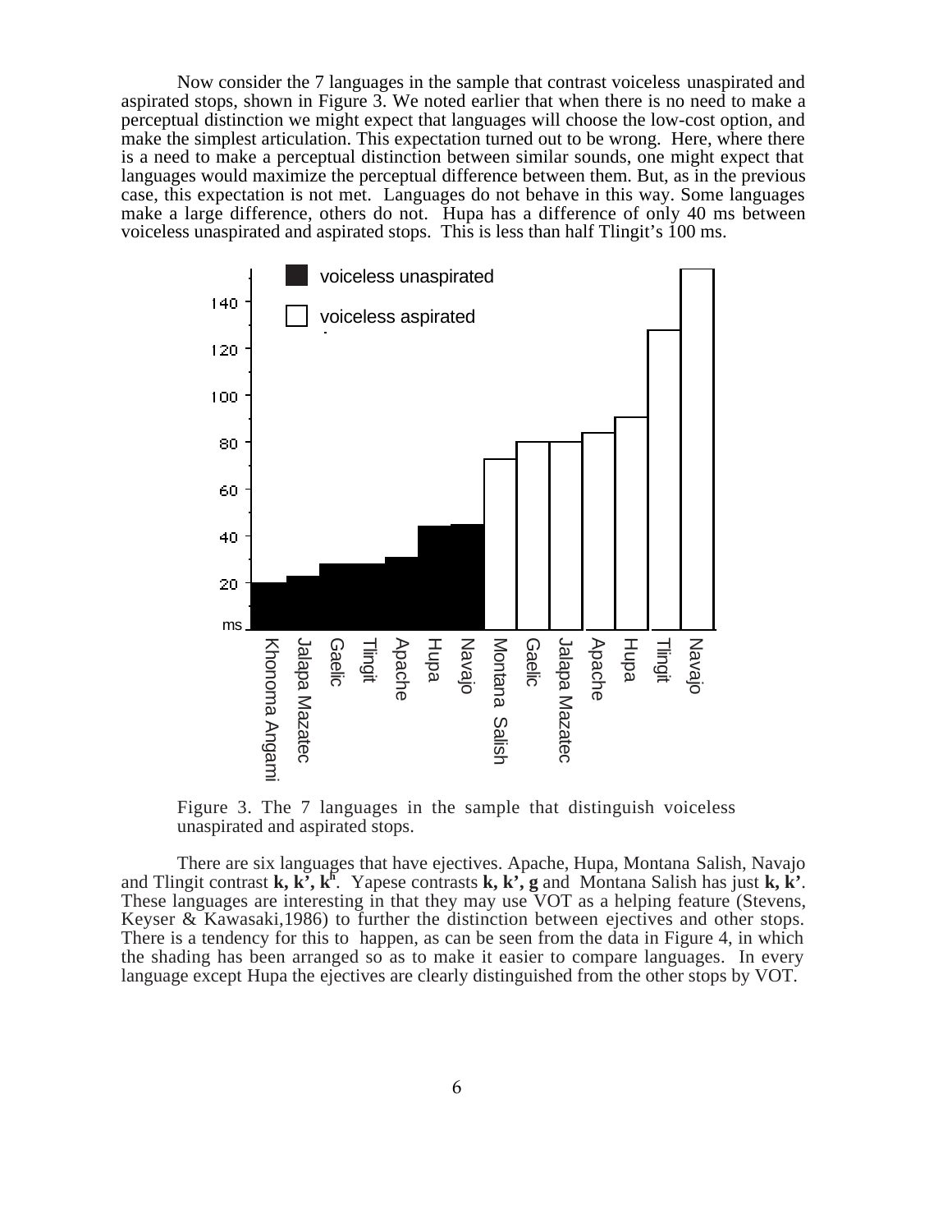Now consider the 7 languages in the sample that contrast voiceless unaspirated and aspirated stops, shown in Figure 3. We noted earlier that when there is no need to make a perceptual distinction we might expect that languages will choose the low-cost option, and make the simplest articulation. This expectation turned out to be wrong. Here, where there is a need to make a perceptual distinction between similar sounds, one might expect that languages would maximize the perceptual difference between them. But, as in the previous case, this expectation is not met. Languages do not behave in this way. Some languages make a large difference, others do not. Hupa has a difference of only 40 ms between voiceless unaspirated and aspirated stops. This is less than half Tlingit's 100 ms.

Figure 3. The 7 languages in the sample that distinguish voiceless unaspirated and aspirated stops.

There are six languages that have ejectives. Apache, Hupa, Montana Salish, Navajo and Tlingit contrast **k, k', k$^h$**. Yapese contrasts **k, k', g** and Montana Salish has just **k, k'**. These languages are interesting in that they may use VOT as a helping feature (Stevens, Keyser & Kawasaki,1986) to further the distinction between ejectives and other stops. There is a tendency for this to happen, as can be seen from the data in Figure 4, in which the shading has been arranged so as to make it easier to compare languages. In every language except Hupa the ejectives are clearly distinguished from the other stops by VOT.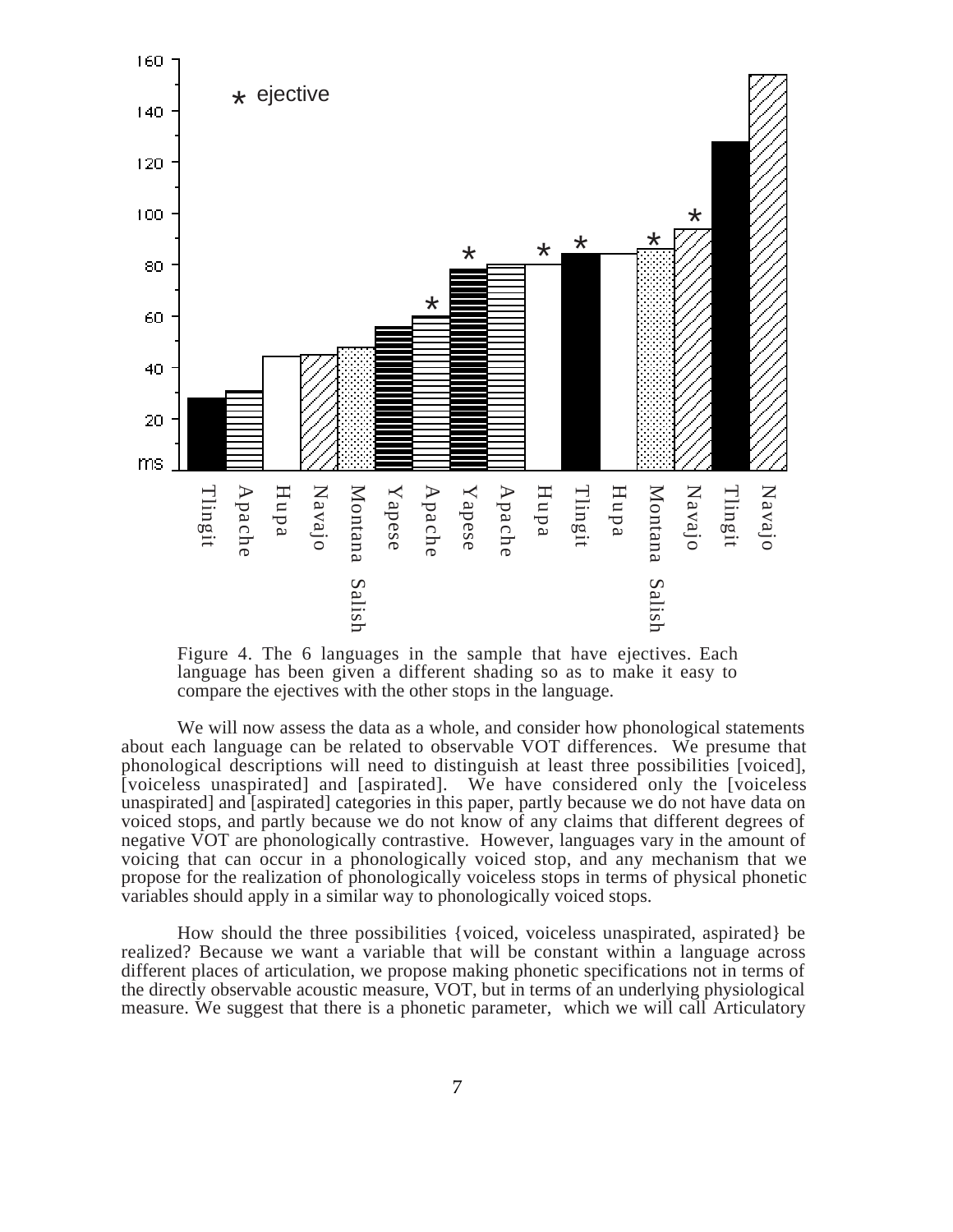Figure 4. The 6 languages in the sample that have ejectives. Each language has been given a different shading so as to make it easy to compare the ejectives with the other stops in the language.

We will now assess the data as a whole, and consider how phonological statements about each language can be related to observable VOT differences. We presume that phonological descriptions will need to distinguish at least three possibilities [voiced], [voiceless unaspirated] and [aspirated]. We have considered only the [voiceless unaspirated] and [aspirated] categories in this paper, partly because we do not have data on voiced stops, and partly because we do not know of any claims that different degrees of negative VOT are phonologically contrastive. However, languages vary in the amount of voicing that can occur in a phonologically voiced stop, and any mechanism that we propose for the realization of phonologically voiceless stops in terms of physical phonetic variables should apply in a similar way to phonologically voiced stops.

How should the three possibilities {voiced, voiceless unaspirated, aspirated} be realized? Because we want a variable that will be constant within a language across different places of articulation, we propose making phonetic specifications not in terms of the directly observable acoustic measure, VOT, but in terms of an underlying physiological measure. We suggest that there is a phonetic parameter, which we will call Articulatory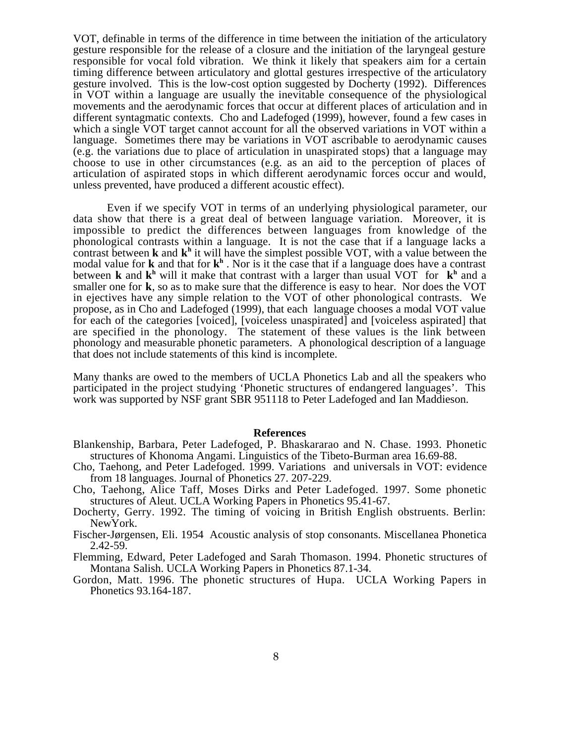VOT, definable in terms of the difference in time between the initiation of the articulatory gesture responsible for the release of a closure and the initiation of the laryngeal gesture responsible for vocal fold vibration. We think it likely that speakers aim for a certain timing difference between articulatory and glottal gestures irrespective of the articulatory gesture involved. This is the low-cost option suggested by Docherty (1992). Differences in VOT within a language are usually the inevitable consequence of the physiological movements and the aerodynamic forces that occur at different places of articulation and in different syntagmatic contexts. Cho and Ladefoged (1999), however, found a few cases in which a single VOT target cannot account for all the observed variations in VOT within a language. Sometimes there may be variations in VOT ascribable to aerodynamic causes (e.g. the variations due to place of articulation in unaspirated stops) that a language may choose to use in other circumstances (e.g. as an aid to the perception of places of articulation of aspirated stops in which different aerodynamic forces occur and would, unless prevented, have produced a different acoustic effect).

Even if we specify VOT in terms of an underlying physiological parameter, our data show that there is a great deal of between language variation. Moreover, it is impossible to predict the differences between languages from knowledge of the phonological contrasts within a language. It is not the case that if a language lacks a contrast between **k** and **k**$^{\mathbf{h}}$ it will have the simplest possible VOT, with a value between the modal value for **k** and that for **k**$^{\mathbf{h}}$ . Nor is it the case that if a language does have a contrast between **k** and **k**$^{\mathbf{h}}$ will it make that contrast with a larger than usual VOT for **k**$^{\mathbf{h}}$ and a smaller one for **k**, so as to make sure that the difference is easy to hear. Nor does the VOT in ejectives have any simple relation to the VOT of other phonological contrasts. We propose, as in Cho and Ladefoged (1999), that each language chooses a modal VOT value for each of the categories [voiced], [voiceless unaspirated] and [voiceless aspirated] that are specified in the phonology. The statement of these values is the link between phonology and measurable phonetic parameters. A phonological description of a language that does not include statements of this kind is incomplete.

Many thanks are owed to the members of UCLA Phonetics Lab and all the speakers who participated in the project studying 'Phonetic structures of endangered languages'. This work was supported by NSF grant SBR 951118 to Peter Ladefoged and Ian Maddieson.

## References

Blankenship, Barbara, Peter Ladefoged, P. Bhaskararao and N. Chase. 1993. Phonetic structures of Khonoma Angami. Linguistics of the Tibeto-Burman area 16.69-88.

Cho, Taehong, and Peter Ladefoged. 1999. Variations and universals in VOT: evidence from 18 languages. Journal of Phonetics 27. 207-229.

Cho, Taehong, Alice Taff, Moses Dirks and Peter Ladefoged. 1997. Some phonetic structures of Aleut. UCLA Working Papers in Phonetics 95.41-67.

Docherty, Gerry. 1992. The timing of voicing in British English obstruents. Berlin: NewYork.

Fischer-Jørgensen, Eli. 1954 Acoustic analysis of stop consonants. Miscellanea Phonetica 2.42-59.

Flemming, Edward, Peter Ladefoged and Sarah Thomason. 1994. Phonetic structures of Montana Salish. UCLA Working Papers in Phonetics 87.1-34.

Gordon, Matt. 1996. The phonetic structures of Hupa. UCLA Working Papers in Phonetics 93.164-187.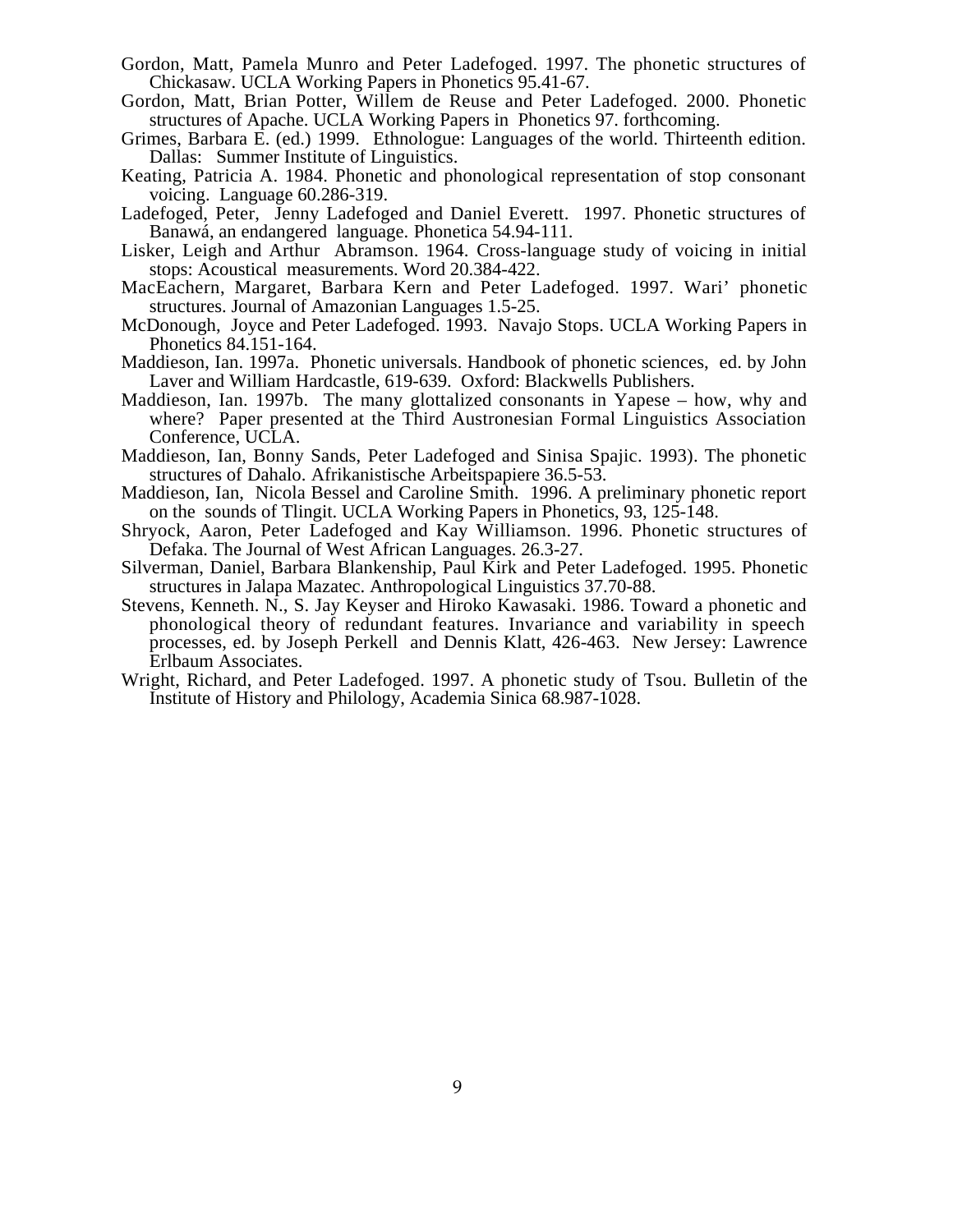Gordon, Matt, Pamela Munro and Peter Ladefoged. 1997. The phonetic structures of Chickasaw. UCLA Working Papers in Phonetics 95.41-67.

Gordon, Matt, Brian Potter, Willem de Reuse and Peter Ladefoged. 2000. Phonetic structures of Apache. UCLA Working Papers in Phonetics 97. forthcoming.

Grimes, Barbara E. (ed.) 1999. Ethnologue: Languages of the world. Thirteenth edition. Dallas: Summer Institute of Linguistics.

Keating, Patricia A. 1984. Phonetic and phonological representation of stop consonant voicing. Language 60.286-319.

Ladefoged, Peter, Jenny Ladefoged and Daniel Everett. 1997. Phonetic structures of Banawá, an endangered language. Phonetica 54.94-111.

Lisker, Leigh and Arthur Abramson. 1964. Cross-language study of voicing in initial stops: Acoustical measurements. Word 20.384-422.

MacEachern, Margaret, Barbara Kern and Peter Ladefoged. 1997. Wari' phonetic structures. Journal of Amazonian Languages 1.5-25.

McDonough, Joyce and Peter Ladefoged. 1993. Navajo Stops. UCLA Working Papers in Phonetics 84.151-164.

Maddieson, Ian. 1997a. Phonetic universals. Handbook of phonetic sciences, ed. by John Laver and William Hardcastle, 619-639. Oxford: Blackwells Publishers.

Maddieson, Ian. 1997b. The many glottalized consonants in Yapese – how, why and where? Paper presented at the Third Austronesian Formal Linguistics Association Conference, UCLA.

Maddieson, Ian, Bonny Sands, Peter Ladefoged and Sinisa Spajic. 1993). The phonetic structures of Dahalo. Afrikanistische Arbeitspapiere 36.5-53.

Maddieson, Ian, Nicola Bessel and Caroline Smith. 1996. A preliminary phonetic report on the sounds of Tlingit. UCLA Working Papers in Phonetics, 93, 125-148.

Shryock, Aaron, Peter Ladefoged and Kay Williamson. 1996. Phonetic structures of Defaka. The Journal of West African Languages. 26.3-27.

Silverman, Daniel, Barbara Blankenship, Paul Kirk and Peter Ladefoged. 1995. Phonetic structures in Jalapa Mazatec. Anthropological Linguistics 37.70-88.

Stevens, Kenneth. N., S. Jay Keyser and Hiroko Kawasaki. 1986. Toward a phonetic and phonological theory of redundant features. Invariance and variability in speech processes, ed. by Joseph Perkell and Dennis Klatt, 426-463. New Jersey: Lawrence Erlbaum Associates.

Wright, Richard, and Peter Ladefoged. 1997. A phonetic study of Tsou. Bulletin of the Institute of History and Philology, Academia Sinica 68.987-1028.